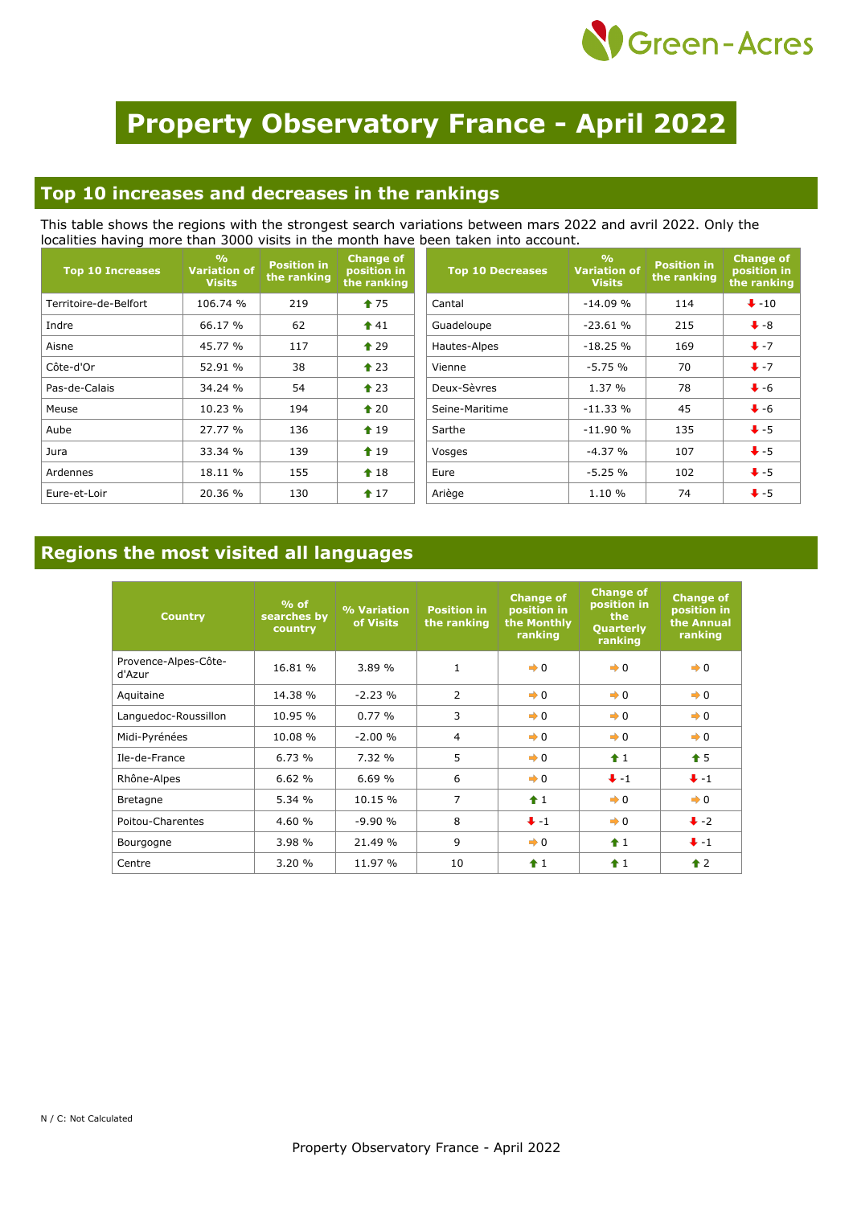# Property Observatory France - April 2022

## Top 10 increases and decreases in the rankings

This table shows the regions with the strongest search variations between mars 2022 and avril 2022. Only the localities having more than 3000 visits in the month have been taken into account.

| Top 10 Increases | % Variation of Visits | Position in the ranking | Change of position in the ranking |
|---|---|---|---|
| Territoire-de-Belfort | 106.74 % | 219 | ↑ 75 |
| Indre | 66.17 % | 62 | ↑ 41 |
| Aisne | 45.77 % | 117 | ↑ 29 |
| Côte-d'Or | 52.91 % | 38 | ↑ 23 |
| Pas-de-Calais | 34.24 % | 54 | ↑ 23 |
| Meuse | 10.23 % | 194 | ↑ 20 |
| Aube | 27.77 % | 136 | ↑ 19 |
| Jura | 33.34 % | 139 | ↑ 19 |
| Ardennes | 18.11 % | 155 | ↑ 18 |
| Eure-et-Loir | 20.36 % | 130 | ↑ 17 |

| Top 10 Decreases | % Variation of Visits | Position in the ranking | Change of position in the ranking |
|---|---|---|---|
| Cantal | -14.09 % | 114 | ↓ -10 |
| Guadeloupe | -23.61 % | 215 | ↓ -8 |
| Hautes-Alpes | -18.25 % | 169 | ↓ -7 |
| Vienne | -5.75 % | 70 | ↓ -7 |
| Deux-Sèvres | 1.37 % | 78 | ↓ -6 |
| Seine-Maritime | -11.33 % | 45 | ↓ -6 |
| Sarthe | -11.90 % | 135 | ↓ -5 |
| Vosges | -4.37 % | 107 | ↓ -5 |
| Eure | -5.25 % | 102 | ↓ -5 |
| Ariège | 1.10 % | 74 | ↓ -5 |

## Regions the most visited all languages

| Country | % of searches by country | % Variation of Visits | Position in the ranking | Change of position in the Monthly ranking | Change of position in the Quarterly ranking | Change of position in the Annual ranking |
|---|---|---|---|---|---|---|
| Provence-Alpes-Côte-d'Azur | 16.81 % | 3.89 % | 1 | → 0 | → 0 | → 0 |
| Aquitaine | 14.38 % | -2.23 % | 2 | → 0 | → 0 | → 0 |
| Languedoc-Roussillon | 10.95 % | 0.77 % | 3 | → 0 | → 0 | → 0 |
| Midi-Pyrénées | 10.08 % | -2.00 % | 4 | → 0 | → 0 | → 0 |
| Ile-de-France | 6.73 % | 7.32 % | 5 | → 0 | ↑ 1 | ↑ 5 |
| Rhône-Alpes | 6.62 % | 6.69 % | 6 | → 0 | ↓ -1 | ↓ -1 |
| Bretagne | 5.34 % | 10.15 % | 7 | ↑ 1 | → 0 | → 0 |
| Poitou-Charentes | 4.60 % | -9.90 % | 8 | ↓ -1 | → 0 | ↓ -2 |
| Bourgogne | 3.98 % | 21.49 % | 9 | → 0 | ↑ 1 | ↓ -1 |
| Centre | 3.20 % | 11.97 % | 10 | ↑ 1 | ↑ 1 | ↑ 2 |

N / C: Not Calculated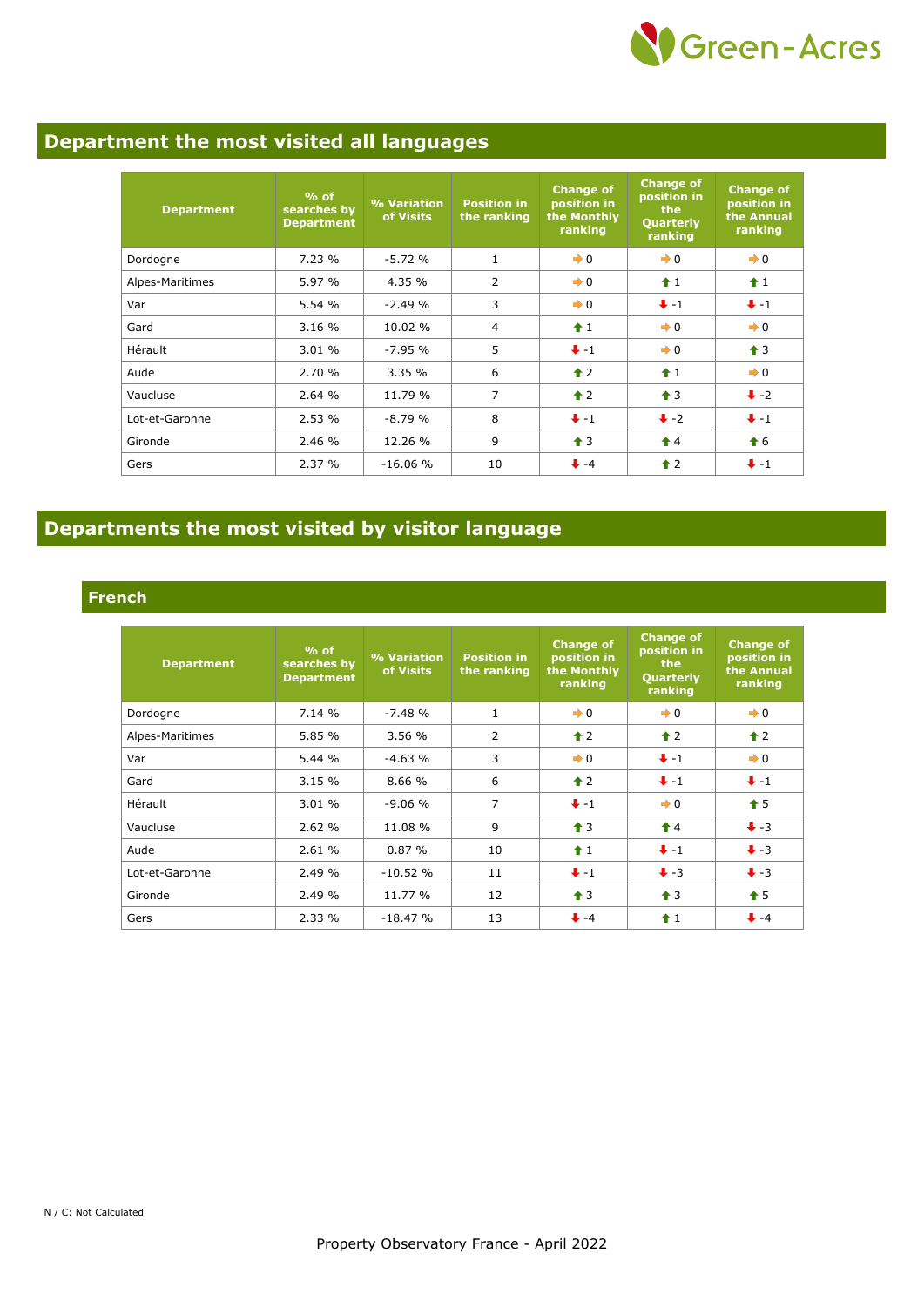## Department the most visited all languages

| Department | % of searches by Department | % Variation of Visits | Position in the ranking | Change of position in the Monthly ranking | Change of position in the Quarterly ranking | Change of position in the Annual ranking |
|---|---|---|---|---|---|---|
| Dordogne | 7.23 % | -5.72 % | 1 | ➡ 0 | ➡ 0 | ➡ 0 |
| Alpes-Maritimes | 5.97 % | 4.35 % | 2 | ➡ 0 | ⬆ 1 | ⬆ 1 |
| Var | 5.54 % | -2.49 % | 3 | ➡ 0 | ⬇ -1 | ⬇ -1 |
| Gard | 3.16 % | 10.02 % | 4 | ⬆ 1 | ➡ 0 | ➡ 0 |
| Hérault | 3.01 % | -7.95 % | 5 | ⬇ -1 | ➡ 0 | ⬆ 3 |
| Aude | 2.70 % | 3.35 % | 6 | ⬆ 2 | ⬆ 1 | ➡ 0 |
| Vaucluse | 2.64 % | 11.79 % | 7 | ⬆ 2 | ⬆ 3 | ⬇ -2 |
| Lot-et-Garonne | 2.53 % | -8.79 % | 8 | ⬇ -1 | ⬇ -2 | ⬇ -1 |
| Gironde | 2.46 % | 12.26 % | 9 | ⬆ 3 | ⬆ 4 | ⬆ 6 |
| Gers | 2.37 % | -16.06 % | 10 | ⬇ -4 | ⬆ 2 | ⬇ -1 |

## Departments the most visited by visitor language

### French

| Department | % of searches by Department | % Variation of Visits | Position in the ranking | Change of position in the Monthly ranking | Change of position in the Quarterly ranking | Change of position in the Annual ranking |
|---|---|---|---|---|---|---|
| Dordogne | 7.14 % | -7.48 % | 1 | ➡ 0 | ➡ 0 | ➡ 0 |
| Alpes-Maritimes | 5.85 % | 3.56 % | 2 | ⬆ 2 | ⬆ 2 | ⬆ 2 |
| Var | 5.44 % | -4.63 % | 3 | ➡ 0 | ⬇ -1 | ➡ 0 |
| Gard | 3.15 % | 8.66 % | 6 | ⬆ 2 | ⬇ -1 | ⬇ -1 |
| Hérault | 3.01 % | -9.06 % | 7 | ⬇ -1 | ➡ 0 | ⬆ 5 |
| Vaucluse | 2.62 % | 11.08 % | 9 | ⬆ 3 | ⬆ 4 | ⬇ -3 |
| Aude | 2.61 % | 0.87 % | 10 | ⬆ 1 | ⬇ -1 | ⬇ -3 |
| Lot-et-Garonne | 2.49 % | -10.52 % | 11 | ⬇ -1 | ⬇ -3 | ⬇ -3 |
| Gironde | 2.49 % | 11.77 % | 12 | ⬆ 3 | ⬆ 3 | ⬆ 5 |
| Gers | 2.33 % | -18.47 % | 13 | ⬇ -4 | ⬆ 1 | ⬇ -4 |

N / C: Not Calculated

Property Observatory France - April 2022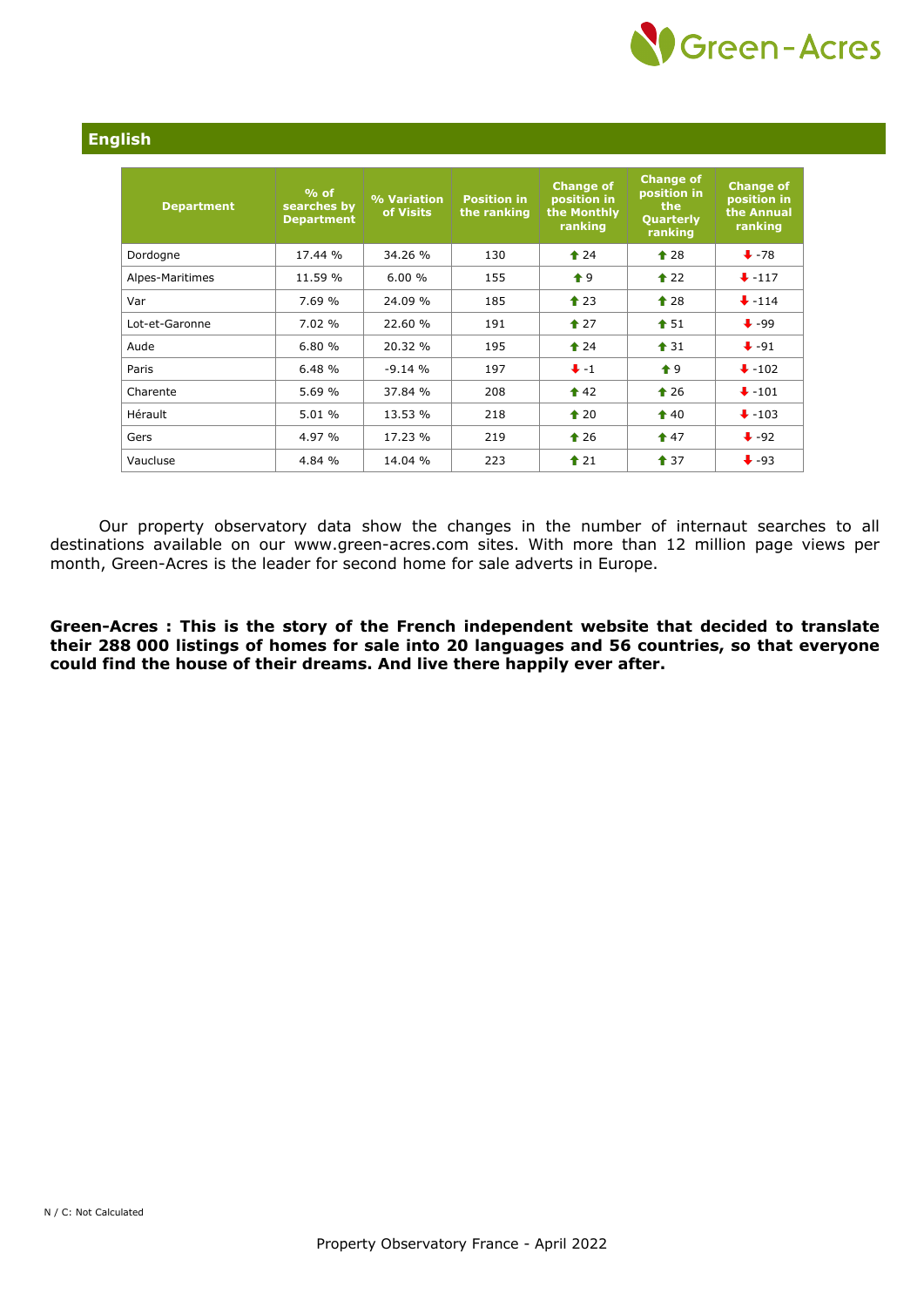## English

| Department | % of searches by Department | % Variation of Visits | Position in the ranking | Change of position in the Monthly ranking | Change of position in the Quarterly ranking | Change of position in the Annual ranking |
|---|---|---|---|---|---|---|
| Dordogne | 17.44 % | 34.26 % | 130 | ⬆ 24 | ⬆ 28 | ⬇ -78 |
| Alpes-Maritimes | 11.59 % | 6.00 % | 155 | ⬆ 9 | ⬆ 22 | ⬇ -117 |
| Var | 7.69 % | 24.09 % | 185 | ⬆ 23 | ⬆ 28 | ⬇ -114 |
| Lot-et-Garonne | 7.02 % | 22.60 % | 191 | ⬆ 27 | ⬆ 51 | ⬇ -99 |
| Aude | 6.80 % | 20.32 % | 195 | ⬆ 24 | ⬆ 31 | ⬇ -91 |
| Paris | 6.48 % | -9.14 % | 197 | ⬇ -1 | ⬆ 9 | ⬇ -102 |
| Charente | 5.69 % | 37.84 % | 208 | ⬆ 42 | ⬆ 26 | ⬇ -101 |
| Hérault | 5.01 % | 13.53 % | 218 | ⬆ 20 | ⬆ 40 | ⬇ -103 |
| Gers | 4.97 % | 17.23 % | 219 | ⬆ 26 | ⬆ 47 | ⬇ -92 |
| Vaucluse | 4.84 % | 14.04 % | 223 | ⬆ 21 | ⬆ 37 | ⬇ -93 |

Our property observatory data show the changes in the number of internaut searches to all destinations available on our www.green-acres.com sites. With more than 12 million page views per month, Green-Acres is the leader for second home for sale adverts in Europe.

**Green-Acres : This is the story of the French independent website that decided to translate their 288 000 listings of homes for sale into 20 languages and 56 countries, so that everyone could find the house of their dreams. And live there happily ever after.**

N / C: Not Calculated